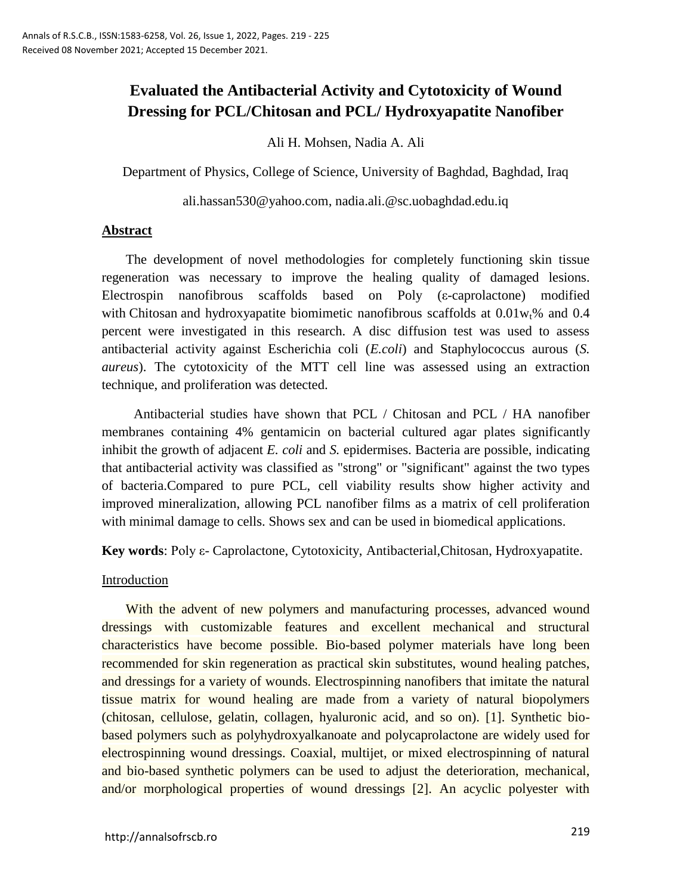# Evaluated the Antibacterial Activity and Cytotoxicity of Wound Dressing for PCL/Chitosan and PCL/ Hydroxyapatite Nanofiber

Ali H. Mohsen, Nadia A. Ali

Department of Physics, College of Science, University of Baghdad, Baghdad, Iraq

ali.hassan530@yahoo.com, nadia.ali.@sc.uobaghdad.edu.iq

## Abstract

The development of novel methodologies for completely functioning skin tissue regeneration was necessary to improve the healing quality of damaged lesions. Electrospin nanofibrous scaffolds based on Poly (ε-caprolactone) modified with Chitosan and hydroxyapatite biomimetic nanofibrous scaffolds at $0.01w_t\%$ and 0.4 percent were investigated in this research. A disc diffusion test was used to assess antibacterial activity against Escherichia coli (*E.coli*) and Staphylococcus aurous (*S. aureus*). The cytotoxicity of the MTT cell line was assessed using an extraction technique, and proliferation was detected.

Antibacterial studies have shown that PCL / Chitosan and PCL / HA nanofiber membranes containing 4% gentamicin on bacterial cultured agar plates significantly inhibit the growth of adjacent *E. coli* and *S.* epidermises. Bacteria are possible, indicating that antibacterial activity was classified as "strong" or "significant" against the two types of bacteria.Compared to pure PCL, cell viability results show higher activity and improved mineralization, allowing PCL nanofiber films as a matrix of cell proliferation with minimal damage to cells. Shows sex and can be used in biomedical applications.

**Key words**: Poly ε- Caprolactone, Cytotoxicity, Antibacterial,Chitosan, Hydroxyapatite.

## Introduction

With the advent of new polymers and manufacturing processes, advanced wound dressings with customizable features and excellent mechanical and structural characteristics have become possible. Bio-based polymer materials have long been recommended for skin regeneration as practical skin substitutes, wound healing patches, and dressings for a variety of wounds. Electrospinning nanofibers that imitate the natural tissue matrix for wound healing are made from a variety of natural biopolymers (chitosan, cellulose, gelatin, collagen, hyaluronic acid, and so on). [1]. Synthetic bio-based polymers such as polyhydroxyalkanoate and polycaprolactone are widely used for electrospinning wound dressings. Coaxial, multijet, or mixed electrospinning of natural and bio-based synthetic polymers can be used to adjust the deterioration, mechanical, and/or morphological properties of wound dressings [2]. An acyclic polyester with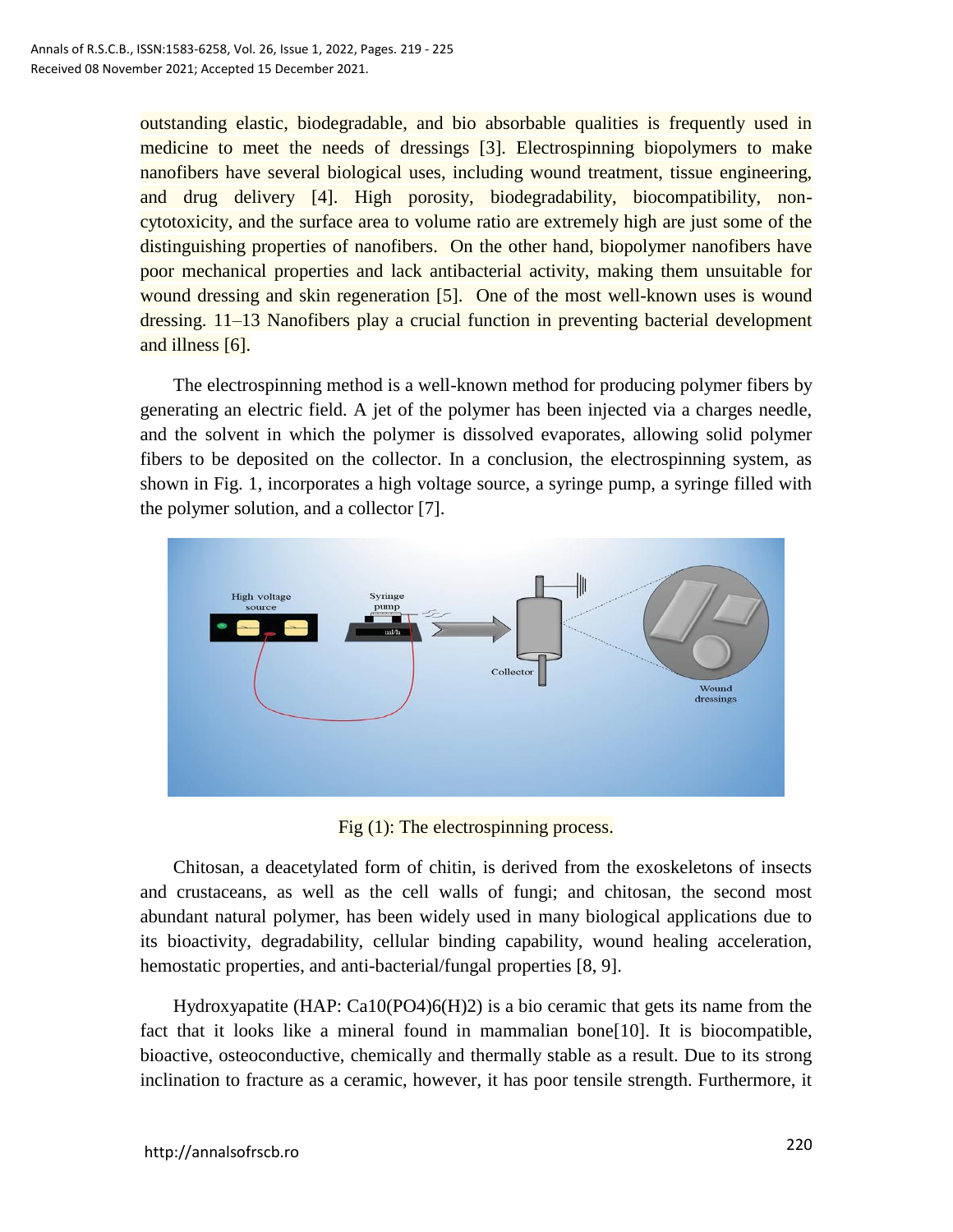outstanding elastic, biodegradable, and bio absorbable qualities is frequently used in medicine to meet the needs of dressings [3]. Electrospinning biopolymers to make nanofibers have several biological uses, including wound treatment, tissue engineering, and drug delivery [4]. High porosity, biodegradability, biocompatibility, non-cytotoxicity, and the surface area to volume ratio are extremely high are just some of the distinguishing properties of nanofibers. On the other hand, biopolymer nanofibers have poor mechanical properties and lack antibacterial activity, making them unsuitable for wound dressing and skin regeneration [5]. One of the most well-known uses is wound dressing. 11–13 Nanofibers play a crucial function in preventing bacterial development and illness [6].

The electrospinning method is a well-known method for producing polymer fibers by generating an electric field. A jet of the polymer has been injected via a charges needle, and the solvent in which the polymer is dissolved evaporates, allowing solid polymer fibers to be deposited on the collector. In a conclusion, the electrospinning system, as shown in Fig. 1, incorporates a high voltage source, a syringe pump, a syringe filled with the polymer solution, and a collector [7].

Fig (1): The electrospinning process.

Chitosan, a deacetylated form of chitin, is derived from the exoskeletons of insects and crustaceans, as well as the cell walls of fungi; and chitosan, the second most abundant natural polymer, has been widely used in many biological applications due to its bioactivity, degradability, cellular binding capability, wound healing acceleration, hemostatic properties, and anti-bacterial/fungal properties [8, 9].

Hydroxyapatite (HAP: $Ca_{10}(PO_4)_6(H)_2$) is a bio ceramic that gets its name from the fact that it looks like a mineral found in mammalian bone[10]. It is biocompatible, bioactive, osteoconductive, chemically and thermally stable as a result. Due to its strong inclination to fracture as a ceramic, however, it has poor tensile strength. Furthermore, it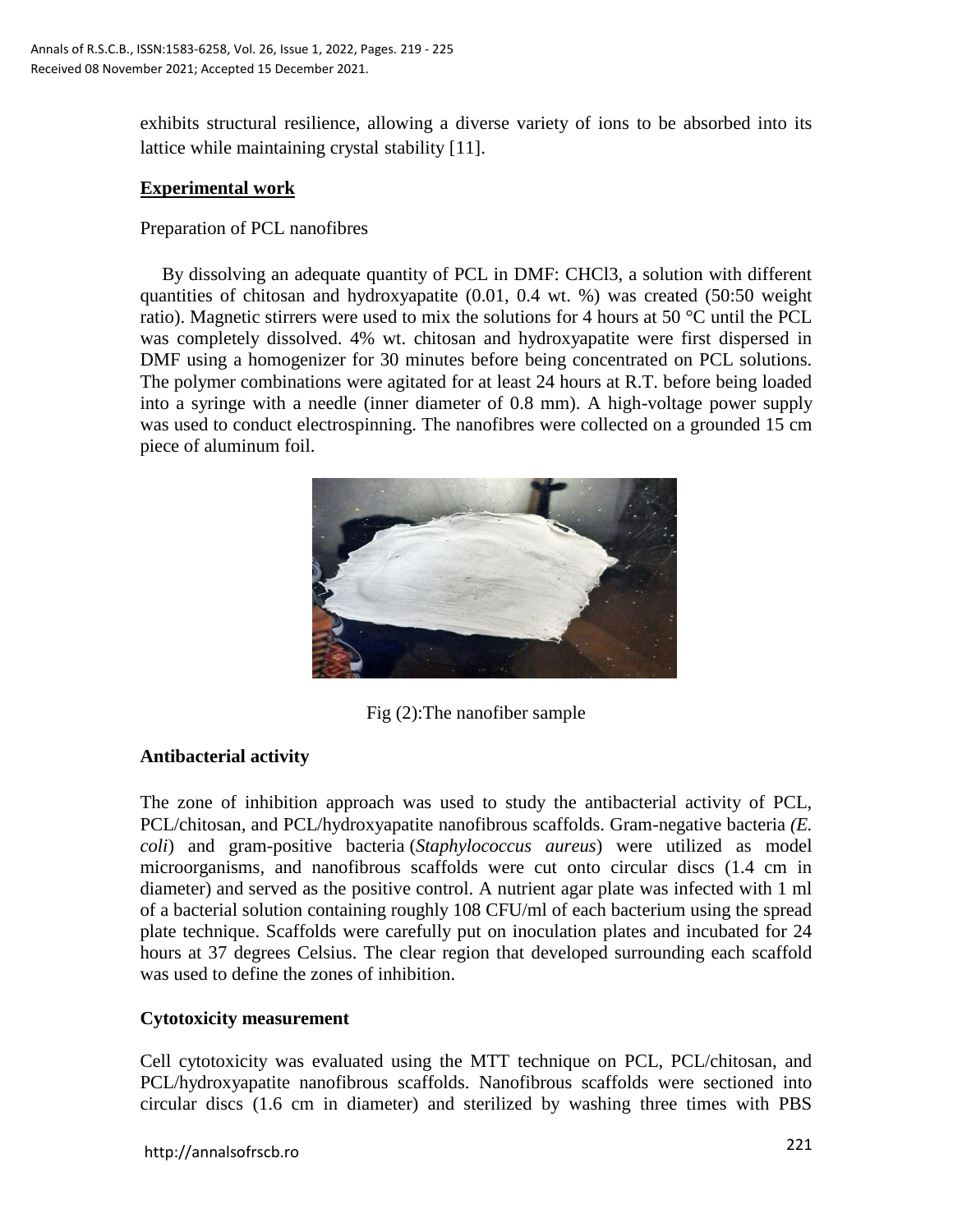exhibits structural resilience, allowing a diverse variety of ions to be absorbed into its lattice while maintaining crystal stability [11].

## Experimental work

### Preparation of PCL nanofibres

By dissolving an adequate quantity of PCL in DMF: $CHCl_3$, a solution with different quantities of chitosan and hydroxyapatite (0.01, 0.4 wt. %) was created (50:50 weight ratio). Magnetic stirrers were used to mix the solutions for 4 hours at 50 °C until the PCL was completely dissolved. 4% wt. chitosan and hydroxyapatite were first dispersed in DMF using a homogenizer for 30 minutes before being concentrated on PCL solutions. The polymer combinations were agitated for at least 24 hours at R.T. before being loaded into a syringe with a needle (inner diameter of 0.8 mm). A high-voltage power supply was used to conduct electrospinning. The nanofibres were collected on a grounded 15 cm piece of aluminum foil.

Fig (2):The nanofiber sample

### Antibacterial activity

The zone of inhibition approach was used to study the antibacterial activity of PCL, PCL/chitosan, and PCL/hydroxyapatite nanofibrous scaffolds. Gram-negative bacteria *(E. coli*) and gram-positive bacteria (*Staphylococcus aureus*) were utilized as model microorganisms, and nanofibrous scaffolds were cut onto circular discs (1.4 cm in diameter) and served as the positive control. A nutrient agar plate was infected with 1 ml of a bacterial solution containing roughly 108 CFU/ml of each bacterium using the spread plate technique. Scaffolds were carefully put on inoculation plates and incubated for 24 hours at 37 degrees Celsius. The clear region that developed surrounding each scaffold was used to define the zones of inhibition.

### Cytotoxicity measurement

Cell cytotoxicity was evaluated using the MTT technique on PCL, PCL/chitosan, and PCL/hydroxyapatite nanofibrous scaffolds. Nanofibrous scaffolds were sectioned into circular discs (1.6 cm in diameter) and sterilized by washing three times with PBS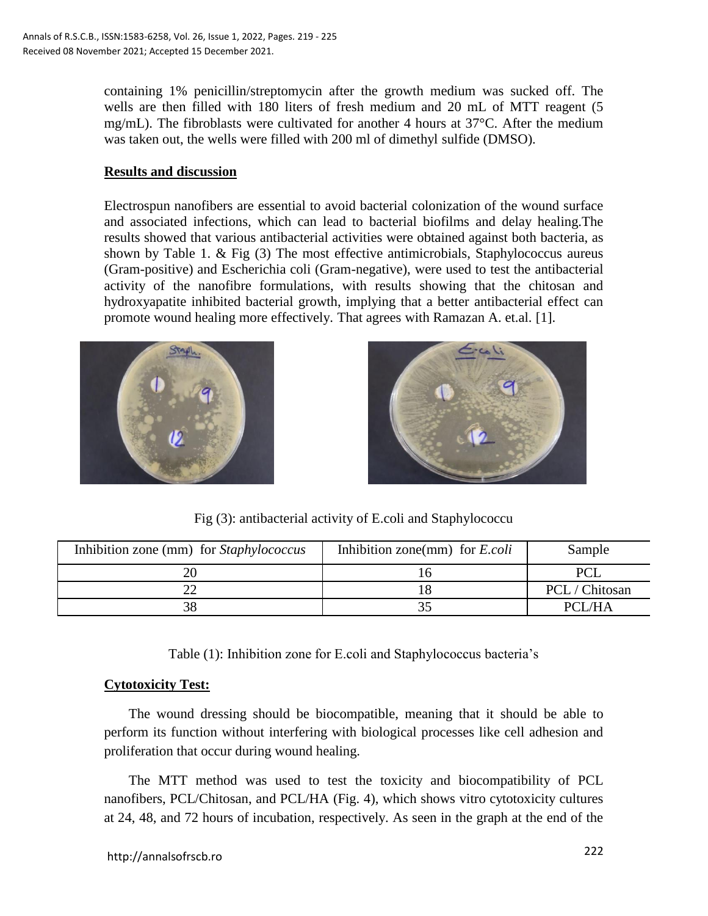containing 1% penicillin/streptomycin after the growth medium was sucked off. The wells are then filled with 180 liters of fresh medium and 20 mL of MTT reagent (5 mg/mL). The fibroblasts were cultivated for another 4 hours at 37°C. After the medium was taken out, the wells were filled with 200 ml of dimethyl sulfide (DMSO).

## Results and discussion

Electrospun nanofibers are essential to avoid bacterial colonization of the wound surface and associated infections, which can lead to bacterial biofilms and delay healing.The results showed that various antibacterial activities were obtained against both bacteria, as shown by Table 1. & Fig (3) The most effective antimicrobials, Staphylococcus aureus (Gram-positive) and Escherichia coli (Gram-negative), were used to test the antibacterial activity of the nanofibre formulations, with results showing that the chitosan and hydroxyapatite inhibited bacterial growth, implying that a better antibacterial effect can promote wound healing more effectively. That agrees with Ramazan A. et.al. [1].

Fig (3): antibacterial activity of E.coli and Staphylococcu

| Inhibition zone (mm) for *Staphylococcus* | Inhibition zone(mm) for *E.coli* | Sample |
|---|---|---|
| 20 | 16 | PCL |
| 22 | 18 | PCL / Chitosan |
| 38 | 35 | PCL/HA |

Table (1): Inhibition zone for E.coli and Staphylococcus bacteria's

## Cytotoxicity Test:

The wound dressing should be biocompatible, meaning that it should be able to perform its function without interfering with biological processes like cell adhesion and proliferation that occur during wound healing.

The MTT method was used to test the toxicity and biocompatibility of PCL nanofibers, PCL/Chitosan, and PCL/HA (Fig. 4), which shows vitro cytotoxicity cultures at 24, 48, and 72 hours of incubation, respectively. As seen in the graph at the end of the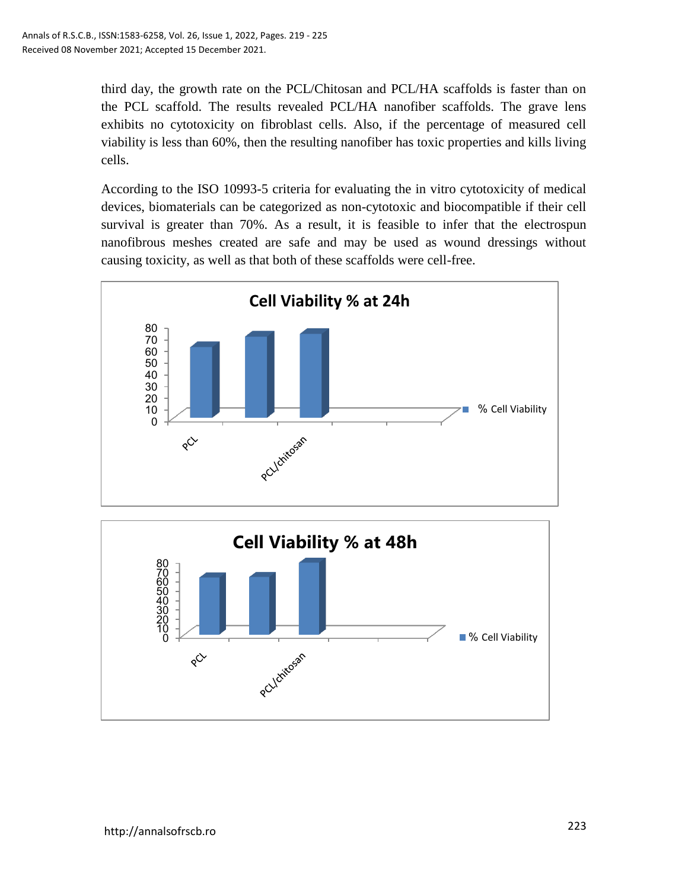third day, the growth rate on the PCL/Chitosan and PCL/HA scaffolds is faster than on the PCL scaffold. The results revealed PCL/HA nanofiber scaffolds. The grave lens exhibits no cytotoxicity on fibroblast cells. Also, if the percentage of measured cell viability is less than 60%, then the resulting nanofiber has toxic properties and kills living cells.

According to the ISO 10993-5 criteria for evaluating the in vitro cytotoxicity of medical devices, biomaterials can be categorized as non-cytotoxic and biocompatible if their cell survival is greater than 70%. As a result, it is feasible to infer that the electrospun nanofibrous meshes created are safe and may be used as wound dressings without causing toxicity, as well as that both of these scaffolds were cell-free.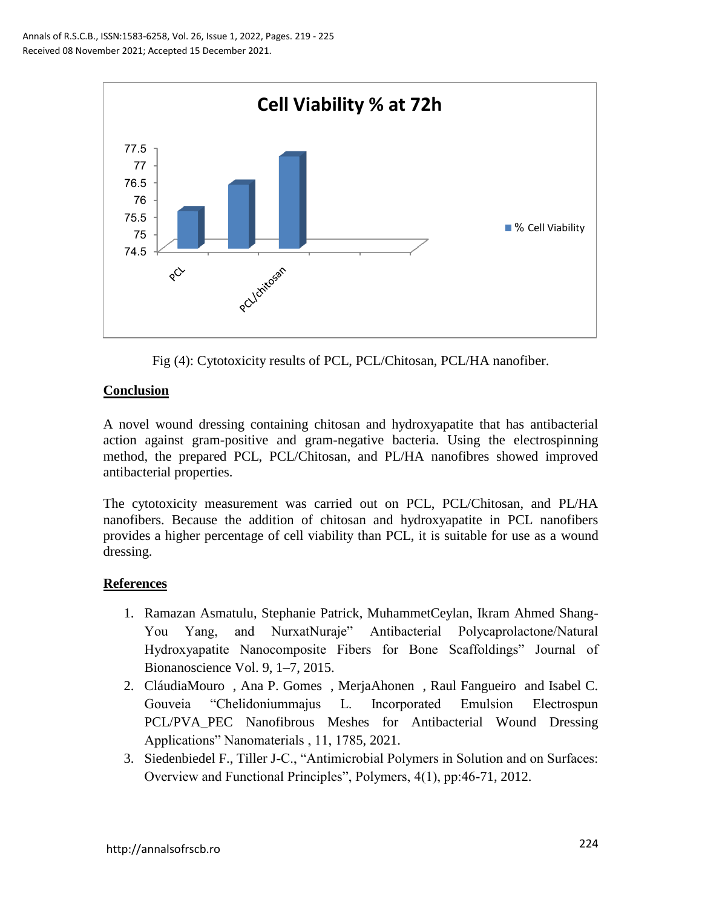Fig (4): Cytotoxicity results of PCL, PCL/Chitosan, PCL/HA nanofiber.

## Conclusion

A novel wound dressing containing chitosan and hydroxyapatite that has antibacterial action against gram-positive and gram-negative bacteria. Using the electrospinning method, the prepared PCL, PCL/Chitosan, and PL/HA nanofibres showed improved antibacterial properties.

The cytotoxicity measurement was carried out on PCL, PCL/Chitosan, and PL/HA nanofibers. Because the addition of chitosan and hydroxyapatite in PCL nanofibers provides a higher percentage of cell viability than PCL, it is suitable for use as a wound dressing.

## References

1. Ramazan Asmatulu, Stephanie Patrick, MuhammetCeylan, Ikram Ahmed Shang-You Yang, and NurxatNuraje" Antibacterial Polycaprolactone/Natural Hydroxyapatite Nanocomposite Fibers for Bone Scaffoldings" Journal of Bionanoscience Vol. 9, 1–7, 2015.
2. CláudiaMouro , Ana P. Gomes , MerjaAhonen , Raul Fangueiro and Isabel C. Gouveia "Chelidoniummajus L. Incorporated Emulsion Electrospun PCL/PVA_PEC Nanofibrous Meshes for Antibacterial Wound Dressing Applications" Nanomaterials , 11, 1785, 2021.
3. Siedenbiedel F., Tiller J-C., "Antimicrobial Polymers in Solution and on Surfaces: Overview and Functional Principles", Polymers, 4(1), pp:46-71, 2012.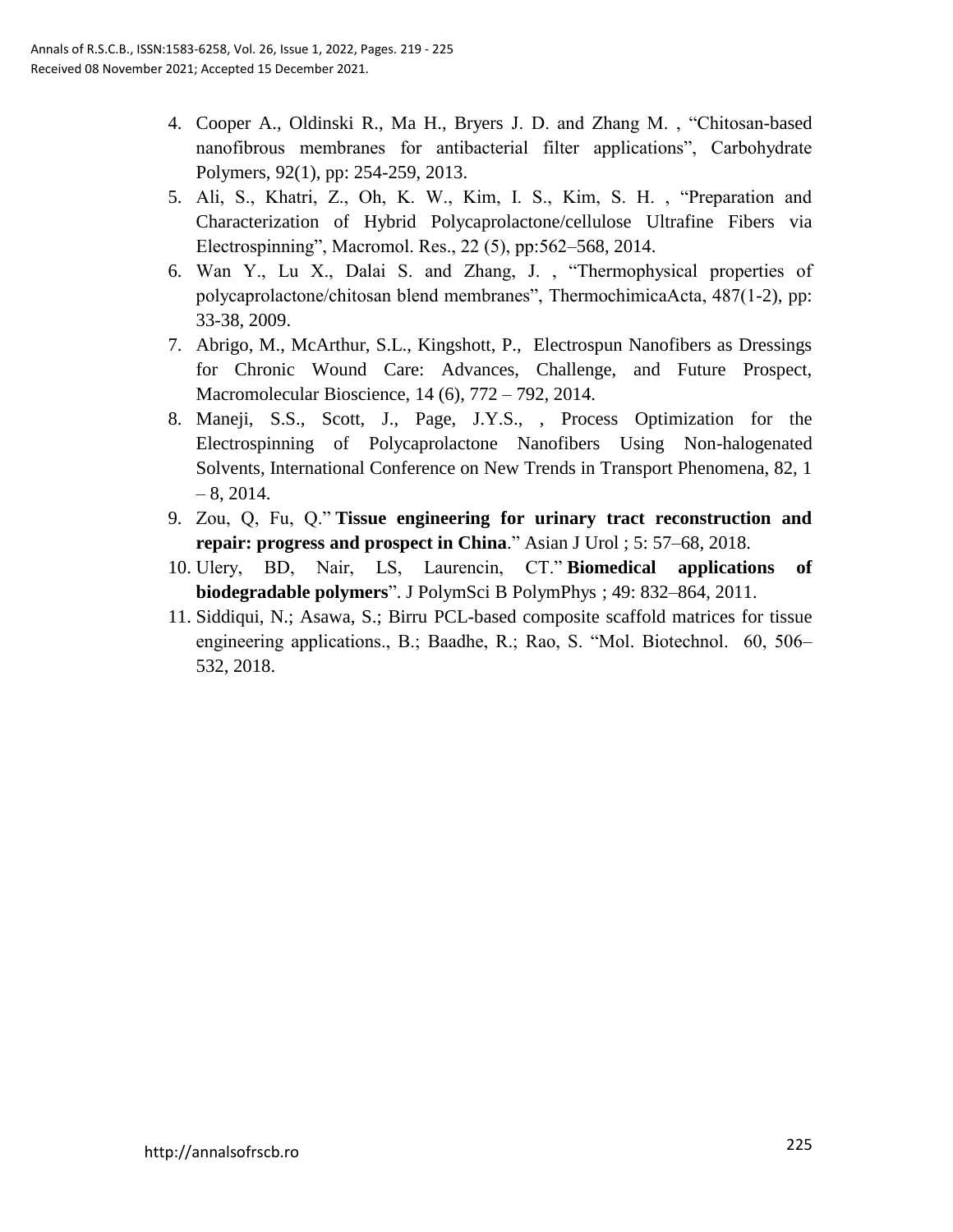4. Cooper A., Oldinski R., Ma H., Bryers J. D. and Zhang M. , "Chitosan-based nanofibrous membranes for antibacterial filter applications", Carbohydrate Polymers, 92(1), pp: 254-259, 2013.
5. Ali, S., Khatri, Z., Oh, K. W., Kim, I. S., Kim, S. H. , "Preparation and Characterization of Hybrid Polycaprolactone/cellulose Ultrafine Fibers via Electrospinning", Macromol. Res., 22 (5), pp:562–568, 2014.
6. Wan Y., Lu X., Dalai S. and Zhang, J. , "Thermophysical properties of polycaprolactone/chitosan blend membranes", ThermochimicaActa, 487(1-2), pp: 33-38, 2009.
7. Abrigo, M., McArthur, S.L., Kingshott, P., Electrospun Nanofibers as Dressings for Chronic Wound Care: Advances, Challenge, and Future Prospect, Macromolecular Bioscience, 14 (6), 772 – 792, 2014.
8. Maneji, S.S., Scott, J., Page, J.Y.S., , Process Optimization for the Electrospinning of Polycaprolactone Nanofibers Using Non-halogenated Solvents, International Conference on New Trends in Transport Phenomena, 82, 1 – 8, 2014.
9. Zou, Q, Fu, Q." **Tissue engineering for urinary tract reconstruction and repair: progress and prospect in China**." Asian J Urol ; 5: 57–68, 2018.
10. Ulery, BD, Nair, LS, Laurencin, CT." **Biomedical applications of biodegradable polymers**". J PolymSci B PolymPhys ; 49: 832–864, 2011.
11. Siddiqui, N.; Asawa, S.; Birru PCL-based composite scaffold matrices for tissue engineering applications., B.; Baadhe, R.; Rao, S. "Mol. Biotechnol. 60, 506–532, 2018.